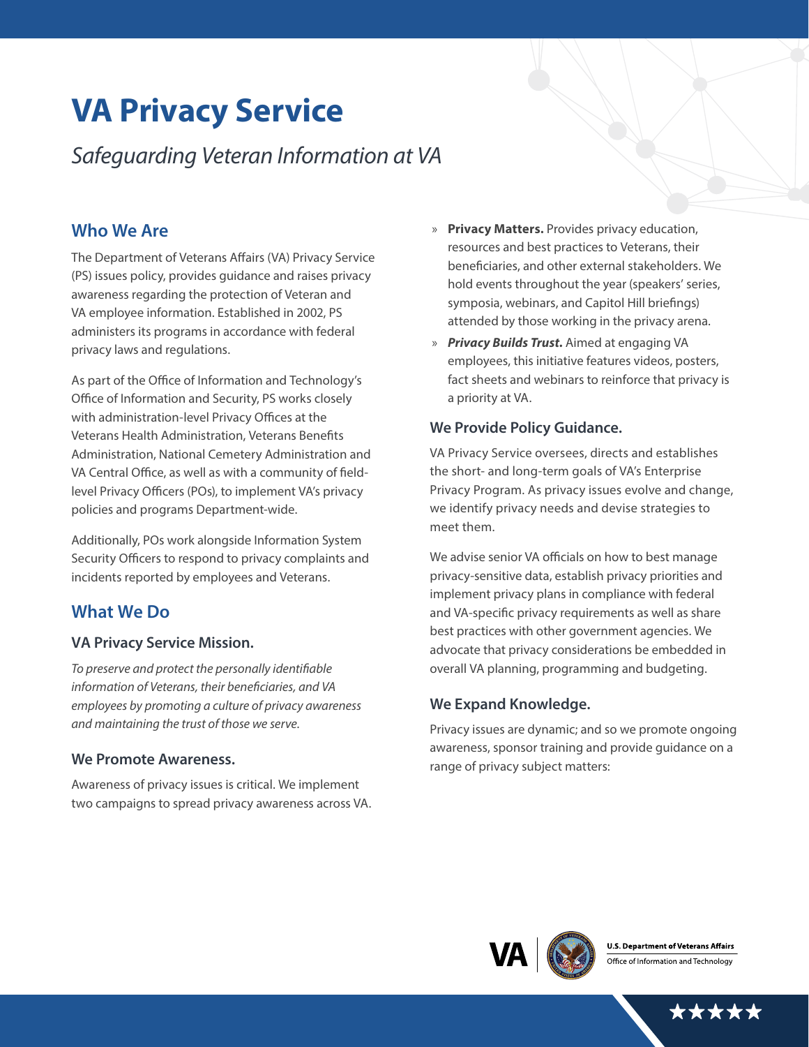# VA Privacy Service

*Safeguarding Veteran Information at VA*

## Who We Are

The Department of Veterans Affairs (VA) Privacy Service (PS) issues policy, provides guidance and raises privacy awareness regarding the protection of Veteran and VA employee information. Established in 2002, PS administers its programs in accordance with federal privacy laws and regulations.

As part of the Office of Information and Technology's Office of Information and Security, PS works closely with administration-level Privacy Offices at the Veterans Health Administration, Veterans Benefits Administration, National Cemetery Administration and VA Central Office, as well as with a community of field-level Privacy Officers (POs), to implement VA's privacy policies and programs Department-wide.

Additionally, POs work alongside Information System Security Officers to respond to privacy complaints and incidents reported by employees and Veterans.

## What We Do

### VA Privacy Service Mission.

*To preserve and protect the personally identifiable information of Veterans, their beneficiaries, and VA employees by promoting a culture of privacy awareness and maintaining the trust of those we serve.*

### We Promote Awareness.

Awareness of privacy issues is critical. We implement two campaigns to spread privacy awareness across VA.

- **Privacy Matters.** Provides privacy education, resources and best practices to Veterans, their beneficiaries, and other external stakeholders. We hold events throughout the year (speakers' series, symposia, webinars, and Capitol Hill briefings) attended by those working in the privacy arena.
- ***Privacy Builds Trust.*** Aimed at engaging VA employees, this initiative features videos, posters, fact sheets and webinars to reinforce that privacy is a priority at VA.

### We Provide Policy Guidance.

VA Privacy Service oversees, directs and establishes the short- and long-term goals of VA's Enterprise Privacy Program. As privacy issues evolve and change, we identify privacy needs and devise strategies to meet them.

We advise senior VA officials on how to best manage privacy-sensitive data, establish privacy priorities and implement privacy plans in compliance with federal and VA-specific privacy requirements as well as share best practices with other government agencies. We advocate that privacy considerations be embedded in overall VA planning, programming and budgeting.

### We Expand Knowledge.

Privacy issues are dynamic; and so we promote ongoing awareness, sponsor training and provide guidance on a range of privacy subject matters:

U.S. Department of Veterans Affairs
Office of Information and Technology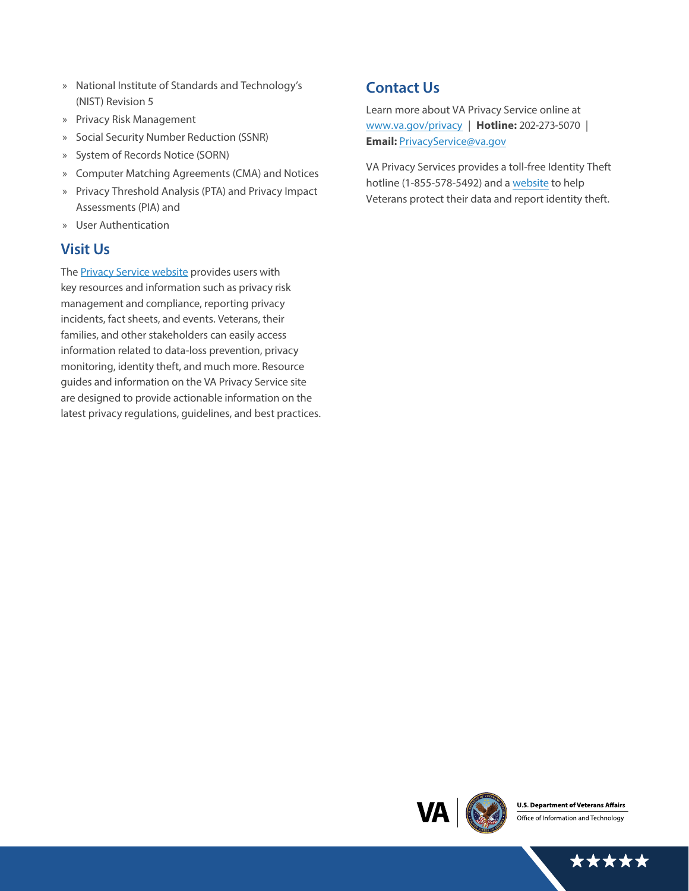- National Institute of Standards and Technology's (NIST) Revision 5
- Privacy Risk Management
- Social Security Number Reduction (SSNR)
- System of Records Notice (SORN)
- Computer Matching Agreements (CMA) and Notices
- Privacy Threshold Analysis (PTA) and Privacy Impact Assessments (PIA) and
- User Authentication

## Visit Us

The Privacy Service website provides users with key resources and information such as privacy risk management and compliance, reporting privacy incidents, fact sheets, and events. Veterans, their families, and other stakeholders can easily access information related to data-loss prevention, privacy monitoring, identity theft, and much more. Resource guides and information on the VA Privacy Service site are designed to provide actionable information on the latest privacy regulations, guidelines, and best practices.

## Contact Us

Learn more about VA Privacy Service online at www.va.gov/privacy | **Hotline:** 202-273-5070 | **Email:** PrivacyService@va.gov

VA Privacy Services provides a toll-free Identity Theft hotline (1-855-578-5492) and a website to help Veterans protect their data and report identity theft.

**U.S. Department of Veterans Affairs**
Office of Information and Technology